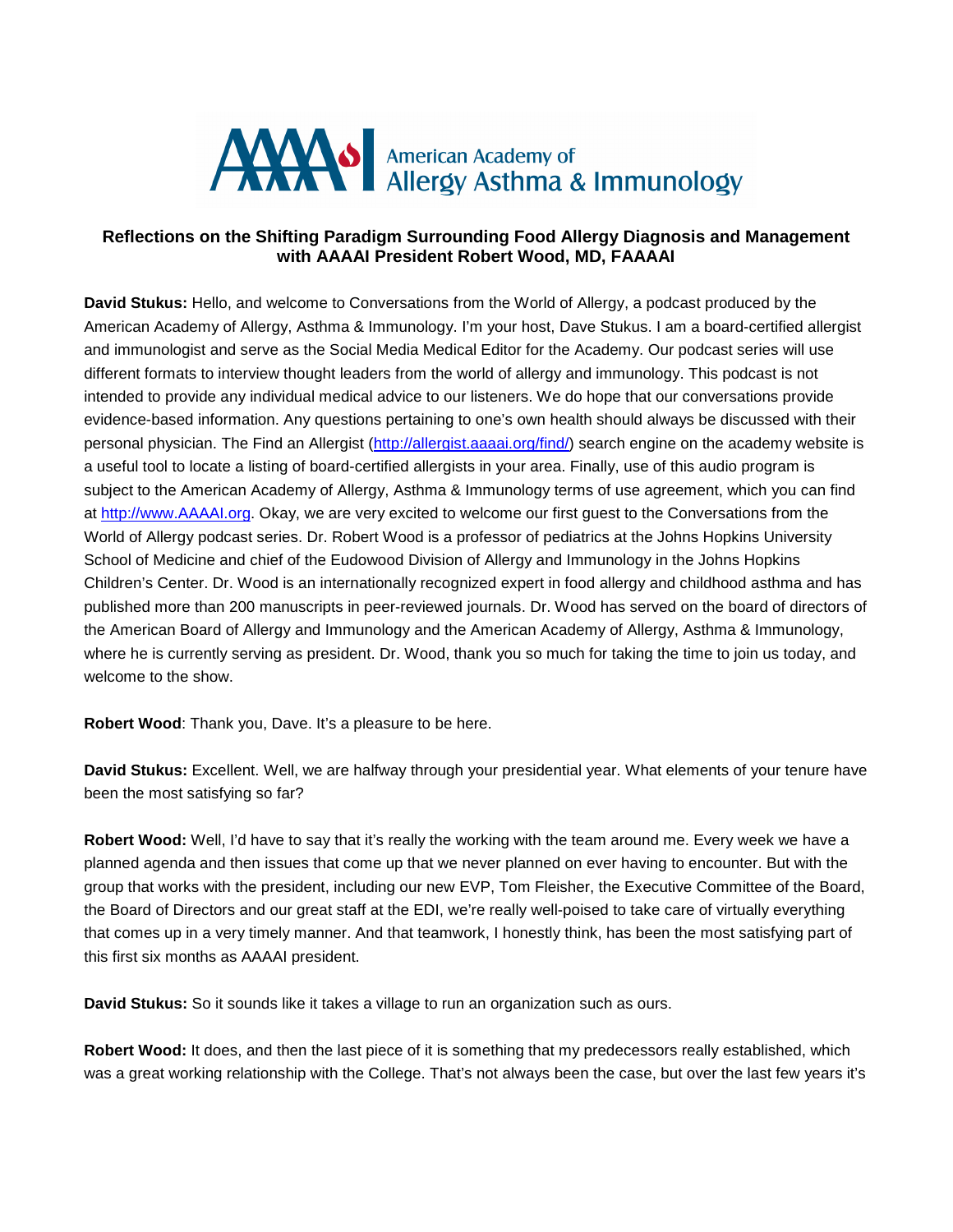American Academy of Allergy Asthma & Immunology

## Reflections on the Shifting Paradigm Surrounding Food Allergy Diagnosis and Management with AAAAI President Robert Wood, MD, FAAAAI

**David Stukus:** Hello, and welcome to Conversations from the World of Allergy, a podcast produced by the American Academy of Allergy, Asthma & Immunology. I'm your host, Dave Stukus. I am a board-certified allergist and immunologist and serve as the Social Media Medical Editor for the Academy. Our podcast series will use different formats to interview thought leaders from the world of allergy and immunology. This podcast is not intended to provide any individual medical advice to our listeners. We do hope that our conversations provide evidence-based information. Any questions pertaining to one's own health should always be discussed with their personal physician. The Find an Allergist (http://allergist.aaaai.org/find/) search engine on the academy website is a useful tool to locate a listing of board-certified allergists in your area. Finally, use of this audio program is subject to the American Academy of Allergy, Asthma & Immunology terms of use agreement, which you can find at http://www.AAAAI.org. Okay, we are very excited to welcome our first guest to the Conversations from the World of Allergy podcast series. Dr. Robert Wood is a professor of pediatrics at the Johns Hopkins University School of Medicine and chief of the Eudowood Division of Allergy and Immunology in the Johns Hopkins Children's Center. Dr. Wood is an internationally recognized expert in food allergy and childhood asthma and has published more than 200 manuscripts in peer-reviewed journals. Dr. Wood has served on the board of directors of the American Board of Allergy and Immunology and the American Academy of Allergy, Asthma & Immunology, where he is currently serving as president. Dr. Wood, thank you so much for taking the time to join us today, and welcome to the show.

**Robert Wood**: Thank you, Dave. It's a pleasure to be here.

**David Stukus:** Excellent. Well, we are halfway through your presidential year. What elements of your tenure have been the most satisfying so far?

**Robert Wood:** Well, I'd have to say that it's really the working with the team around me. Every week we have a planned agenda and then issues that come up that we never planned on ever having to encounter. But with the group that works with the president, including our new EVP, Tom Fleisher, the Executive Committee of the Board, the Board of Directors and our great staff at the EDI, we're really well-poised to take care of virtually everything that comes up in a very timely manner. And that teamwork, I honestly think, has been the most satisfying part of this first six months as AAAAI president.

**David Stukus:** So it sounds like it takes a village to run an organization such as ours.

**Robert Wood:** It does, and then the last piece of it is something that my predecessors really established, which was a great working relationship with the College. That's not always been the case, but over the last few years it's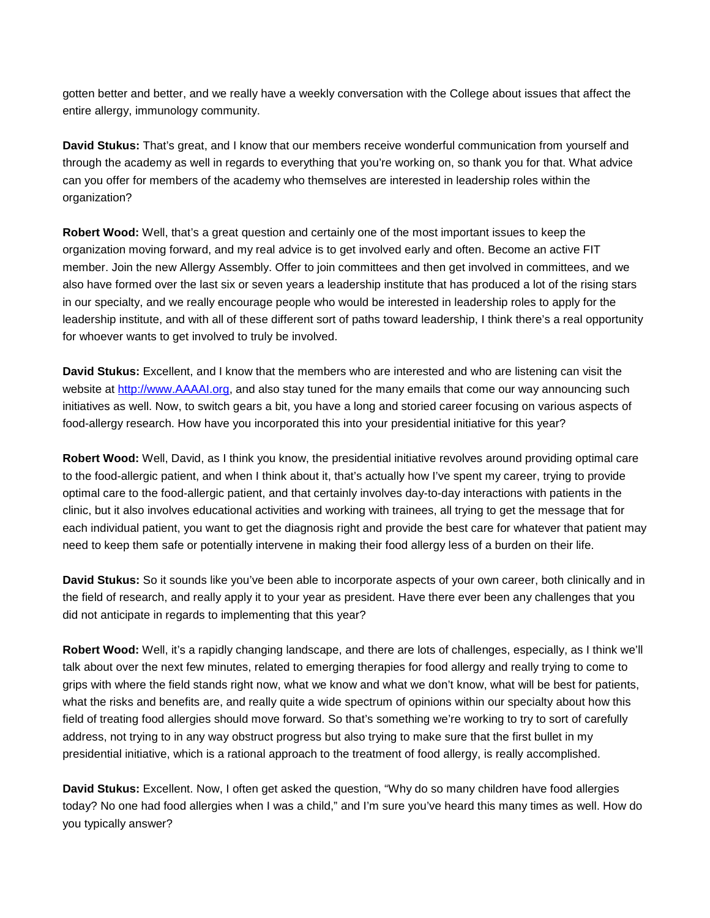gotten better and better, and we really have a weekly conversation with the College about issues that affect the entire allergy, immunology community.

**David Stukus:** That's great, and I know that our members receive wonderful communication from yourself and through the academy as well in regards to everything that you're working on, so thank you for that. What advice can you offer for members of the academy who themselves are interested in leadership roles within the organization?

**Robert Wood:** Well, that's a great question and certainly one of the most important issues to keep the organization moving forward, and my real advice is to get involved early and often. Become an active FIT member. Join the new Allergy Assembly. Offer to join committees and then get involved in committees, and we also have formed over the last six or seven years a leadership institute that has produced a lot of the rising stars in our specialty, and we really encourage people who would be interested in leadership roles to apply for the leadership institute, and with all of these different sort of paths toward leadership, I think there's a real opportunity for whoever wants to get involved to truly be involved.

**David Stukus:** Excellent, and I know that the members who are interested and who are listening can visit the website at [http://www.AAAAI.org](http://www.AAAAI.org), and also stay tuned for the many emails that come our way announcing such initiatives as well. Now, to switch gears a bit, you have a long and storied career focusing on various aspects of food-allergy research. How have you incorporated this into your presidential initiative for this year?

**Robert Wood:** Well, David, as I think you know, the presidential initiative revolves around providing optimal care to the food-allergic patient, and when I think about it, that's actually how I've spent my career, trying to provide optimal care to the food-allergic patient, and that certainly involves day-to-day interactions with patients in the clinic, but it also involves educational activities and working with trainees, all trying to get the message that for each individual patient, you want to get the diagnosis right and provide the best care for whatever that patient may need to keep them safe or potentially intervene in making their food allergy less of a burden on their life.

**David Stukus:** So it sounds like you've been able to incorporate aspects of your own career, both clinically and in the field of research, and really apply it to your year as president. Have there ever been any challenges that you did not anticipate in regards to implementing that this year?

**Robert Wood:** Well, it's a rapidly changing landscape, and there are lots of challenges, especially, as I think we'll talk about over the next few minutes, related to emerging therapies for food allergy and really trying to come to grips with where the field stands right now, what we know and what we don't know, what will be best for patients, what the risks and benefits are, and really quite a wide spectrum of opinions within our specialty about how this field of treating food allergies should move forward. So that's something we're working to try to sort of carefully address, not trying to in any way obstruct progress but also trying to make sure that the first bullet in my presidential initiative, which is a rational approach to the treatment of food allergy, is really accomplished.

**David Stukus:** Excellent. Now, I often get asked the question, "Why do so many children have food allergies today? No one had food allergies when I was a child," and I'm sure you've heard this many times as well. How do you typically answer?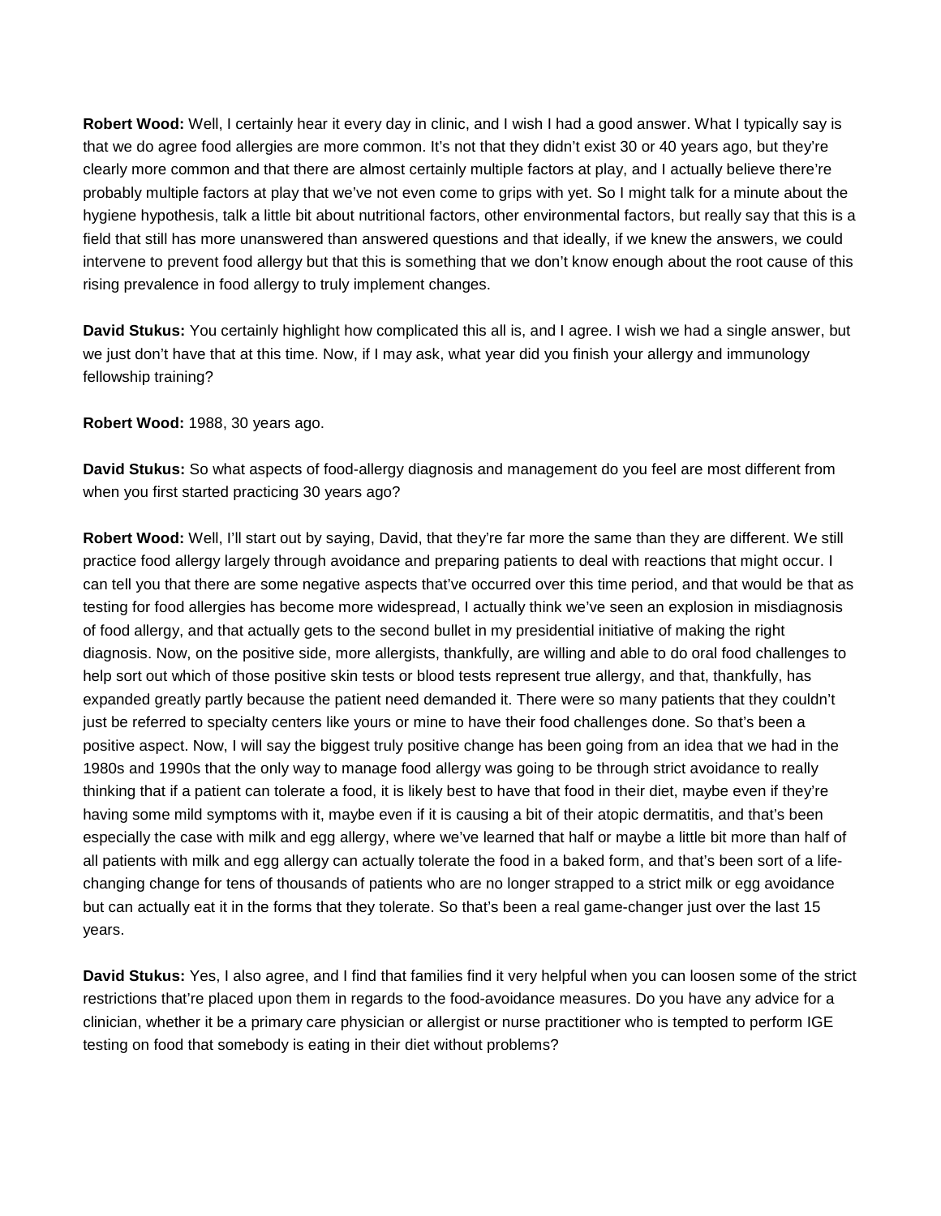**Robert Wood:** Well, I certainly hear it every day in clinic, and I wish I had a good answer. What I typically say is that we do agree food allergies are more common. It's not that they didn't exist 30 or 40 years ago, but they're clearly more common and that there are almost certainly multiple factors at play, and I actually believe there're probably multiple factors at play that we've not even come to grips with yet. So I might talk for a minute about the hygiene hypothesis, talk a little bit about nutritional factors, other environmental factors, but really say that this is a field that still has more unanswered than answered questions and that ideally, if we knew the answers, we could intervene to prevent food allergy but that this is something that we don't know enough about the root cause of this rising prevalence in food allergy to truly implement changes.

**David Stukus:** You certainly highlight how complicated this all is, and I agree. I wish we had a single answer, but we just don't have that at this time. Now, if I may ask, what year did you finish your allergy and immunology fellowship training?

**Robert Wood:** 1988, 30 years ago.

**David Stukus:** So what aspects of food-allergy diagnosis and management do you feel are most different from when you first started practicing 30 years ago?

**Robert Wood:** Well, I'll start out by saying, David, that they're far more the same than they are different. We still practice food allergy largely through avoidance and preparing patients to deal with reactions that might occur. I can tell you that there are some negative aspects that've occurred over this time period, and that would be that as testing for food allergies has become more widespread, I actually think we've seen an explosion in misdiagnosis of food allergy, and that actually gets to the second bullet in my presidential initiative of making the right diagnosis. Now, on the positive side, more allergists, thankfully, are willing and able to do oral food challenges to help sort out which of those positive skin tests or blood tests represent true allergy, and that, thankfully, has expanded greatly partly because the patient need demanded it. There were so many patients that they couldn't just be referred to specialty centers like yours or mine to have their food challenges done. So that's been a positive aspect. Now, I will say the biggest truly positive change has been going from an idea that we had in the 1980s and 1990s that the only way to manage food allergy was going to be through strict avoidance to really thinking that if a patient can tolerate a food, it is likely best to have that food in their diet, maybe even if they're having some mild symptoms with it, maybe even if it is causing a bit of their atopic dermatitis, and that's been especially the case with milk and egg allergy, where we've learned that half or maybe a little bit more than half of all patients with milk and egg allergy can actually tolerate the food in a baked form, and that's been sort of a life-changing change for tens of thousands of patients who are no longer strapped to a strict milk or egg avoidance but can actually eat it in the forms that they tolerate. So that's been a real game-changer just over the last 15 years.

**David Stukus:** Yes, I also agree, and I find that families find it very helpful when you can loosen some of the strict restrictions that're placed upon them in regards to the food-avoidance measures. Do you have any advice for a clinician, whether it be a primary care physician or allergist or nurse practitioner who is tempted to perform IGE testing on food that somebody is eating in their diet without problems?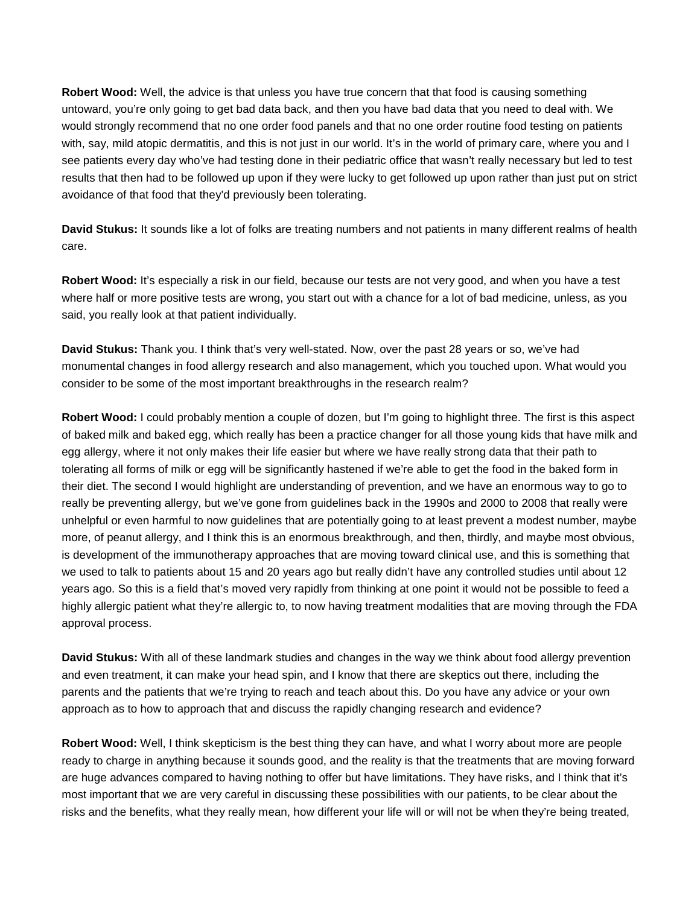**Robert Wood:** Well, the advice is that unless you have true concern that that food is causing something untoward, you're only going to get bad data back, and then you have bad data that you need to deal with. We would strongly recommend that no one order food panels and that no one order routine food testing on patients with, say, mild atopic dermatitis, and this is not just in our world. It's in the world of primary care, where you and I see patients every day who've had testing done in their pediatric office that wasn't really necessary but led to test results that then had to be followed up upon if they were lucky to get followed up upon rather than just put on strict avoidance of that food that they'd previously been tolerating.

**David Stukus:** It sounds like a lot of folks are treating numbers and not patients in many different realms of health care.

**Robert Wood:** It's especially a risk in our field, because our tests are not very good, and when you have a test where half or more positive tests are wrong, you start out with a chance for a lot of bad medicine, unless, as you said, you really look at that patient individually.

**David Stukus:** Thank you. I think that's very well-stated. Now, over the past 28 years or so, we've had monumental changes in food allergy research and also management, which you touched upon. What would you consider to be some of the most important breakthroughs in the research realm?

**Robert Wood:** I could probably mention a couple of dozen, but I'm going to highlight three. The first is this aspect of baked milk and baked egg, which really has been a practice changer for all those young kids that have milk and egg allergy, where it not only makes their life easier but where we have really strong data that their path to tolerating all forms of milk or egg will be significantly hastened if we're able to get the food in the baked form in their diet. The second I would highlight are understanding of prevention, and we have an enormous way to go to really be preventing allergy, but we've gone from guidelines back in the 1990s and 2000 to 2008 that really were unhelpful or even harmful to now guidelines that are potentially going to at least prevent a modest number, maybe more, of peanut allergy, and I think this is an enormous breakthrough, and then, thirdly, and maybe most obvious, is development of the immunotherapy approaches that are moving toward clinical use, and this is something that we used to talk to patients about 15 and 20 years ago but really didn't have any controlled studies until about 12 years ago. So this is a field that's moved very rapidly from thinking at one point it would not be possible to feed a highly allergic patient what they're allergic to, to now having treatment modalities that are moving through the FDA approval process.

**David Stukus:** With all of these landmark studies and changes in the way we think about food allergy prevention and even treatment, it can make your head spin, and I know that there are skeptics out there, including the parents and the patients that we're trying to reach and teach about this. Do you have any advice or your own approach as to how to approach that and discuss the rapidly changing research and evidence?

**Robert Wood:** Well, I think skepticism is the best thing they can have, and what I worry about more are people ready to charge in anything because it sounds good, and the reality is that the treatments that are moving forward are huge advances compared to having nothing to offer but have limitations. They have risks, and I think that it's most important that we are very careful in discussing these possibilities with our patients, to be clear about the risks and the benefits, what they really mean, how different your life will or will not be when they're being treated,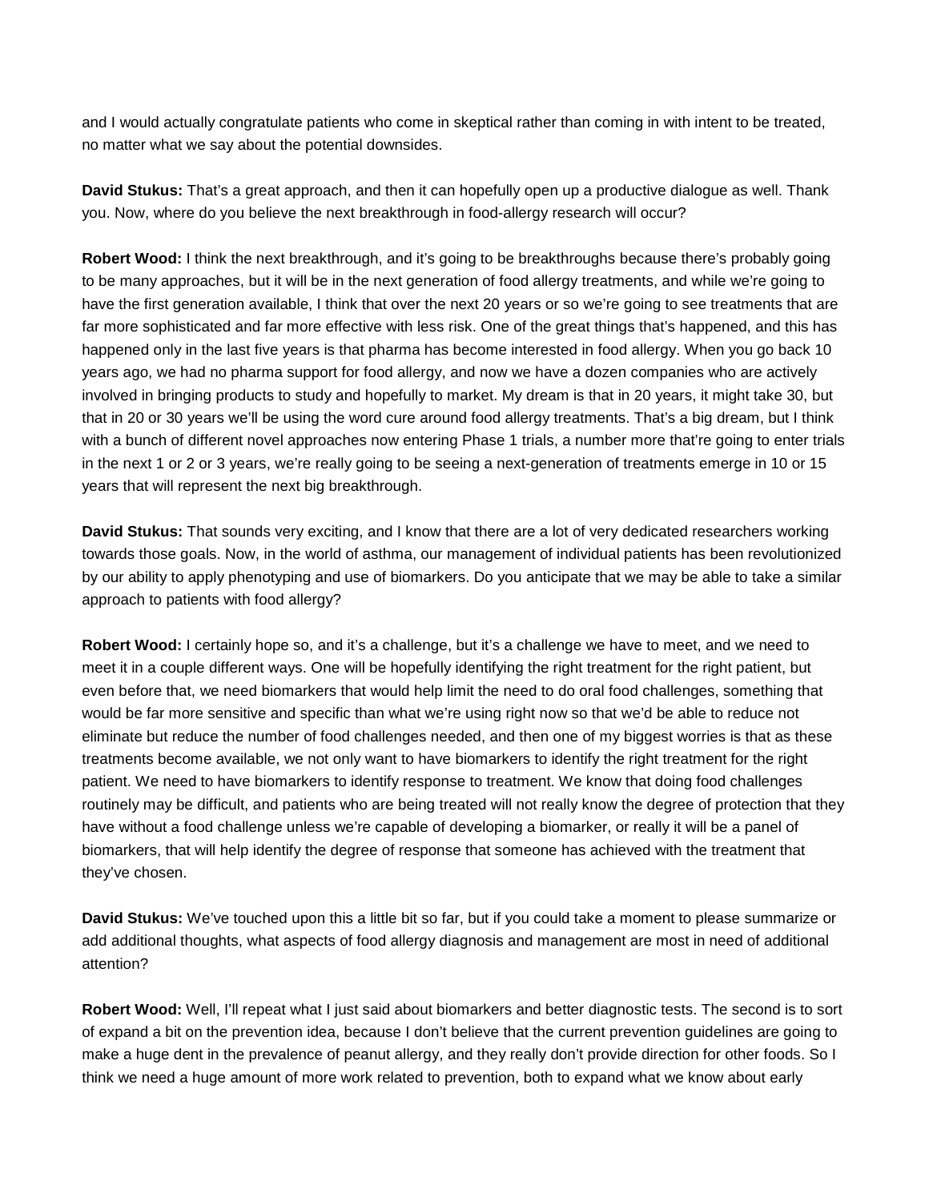and I would actually congratulate patients who come in skeptical rather than coming in with intent to be treated, no matter what we say about the potential downsides.

**David Stukus:** That's a great approach, and then it can hopefully open up a productive dialogue as well. Thank you. Now, where do you believe the next breakthrough in food-allergy research will occur?

**Robert Wood:** I think the next breakthrough, and it's going to be breakthroughs because there's probably going to be many approaches, but it will be in the next generation of food allergy treatments, and while we're going to have the first generation available, I think that over the next 20 years or so we're going to see treatments that are far more sophisticated and far more effective with less risk. One of the great things that's happened, and this has happened only in the last five years is that pharma has become interested in food allergy. When you go back 10 years ago, we had no pharma support for food allergy, and now we have a dozen companies who are actively involved in bringing products to study and hopefully to market. My dream is that in 20 years, it might take 30, but that in 20 or 30 years we'll be using the word cure around food allergy treatments. That's a big dream, but I think with a bunch of different novel approaches now entering Phase 1 trials, a number more that're going to enter trials in the next 1 or 2 or 3 years, we're really going to be seeing a next-generation of treatments emerge in 10 or 15 years that will represent the next big breakthrough.

**David Stukus:** That sounds very exciting, and I know that there are a lot of very dedicated researchers working towards those goals. Now, in the world of asthma, our management of individual patients has been revolutionized by our ability to apply phenotyping and use of biomarkers. Do you anticipate that we may be able to take a similar approach to patients with food allergy?

**Robert Wood:** I certainly hope so, and it's a challenge, but it's a challenge we have to meet, and we need to meet it in a couple different ways. One will be hopefully identifying the right treatment for the right patient, but even before that, we need biomarkers that would help limit the need to do oral food challenges, something that would be far more sensitive and specific than what we're using right now so that we'd be able to reduce not eliminate but reduce the number of food challenges needed, and then one of my biggest worries is that as these treatments become available, we not only want to have biomarkers to identify the right treatment for the right patient. We need to have biomarkers to identify response to treatment. We know that doing food challenges routinely may be difficult, and patients who are being treated will not really know the degree of protection that they have without a food challenge unless we're capable of developing a biomarker, or really it will be a panel of biomarkers, that will help identify the degree of response that someone has achieved with the treatment that they've chosen.

**David Stukus:** We've touched upon this a little bit so far, but if you could take a moment to please summarize or add additional thoughts, what aspects of food allergy diagnosis and management are most in need of additional attention?

**Robert Wood:** Well, I'll repeat what I just said about biomarkers and better diagnostic tests. The second is to sort of expand a bit on the prevention idea, because I don't believe that the current prevention guidelines are going to make a huge dent in the prevalence of peanut allergy, and they really don't provide direction for other foods. So I think we need a huge amount of more work related to prevention, both to expand what we know about early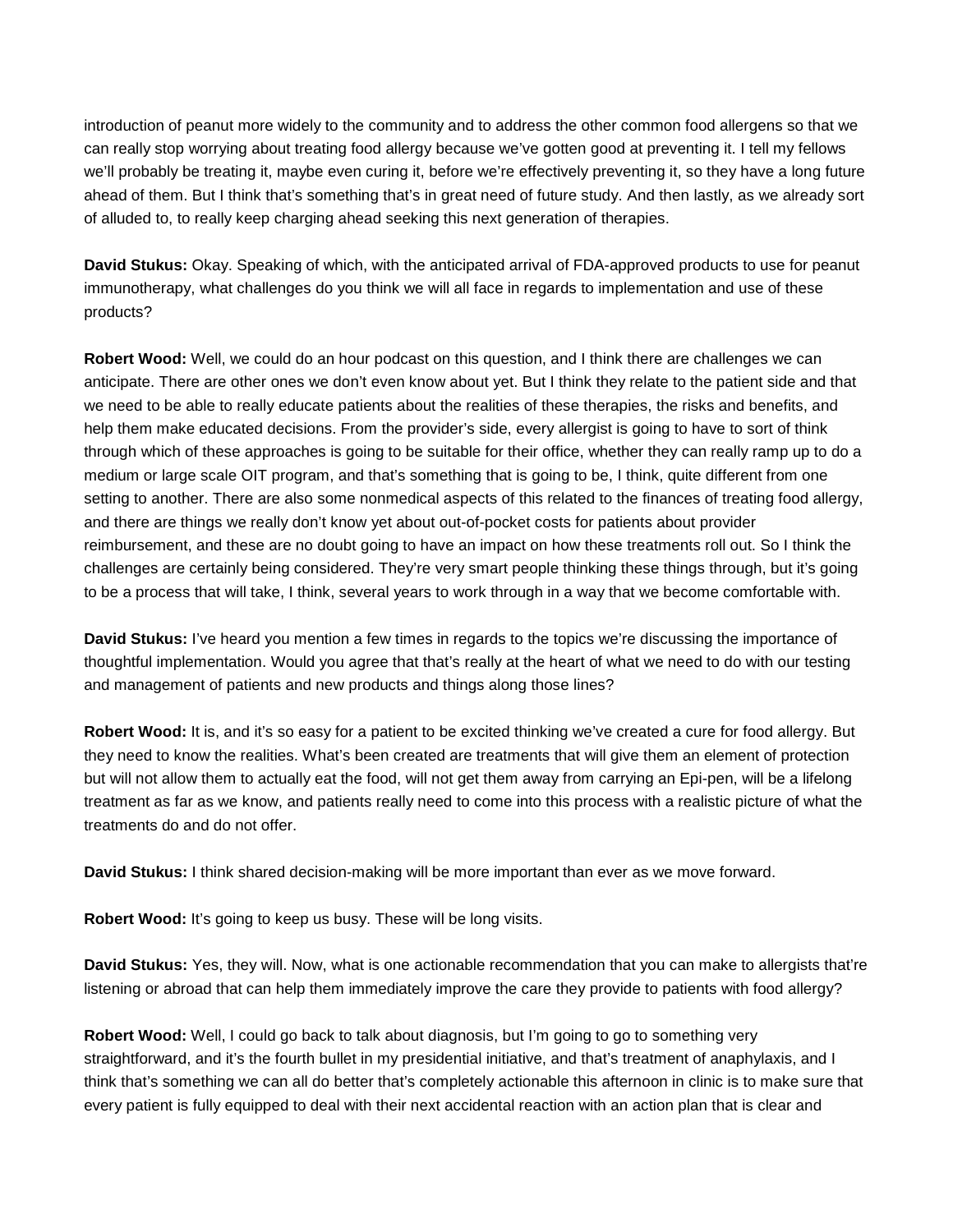introduction of peanut more widely to the community and to address the other common food allergens so that we can really stop worrying about treating food allergy because we've gotten good at preventing it. I tell my fellows we'll probably be treating it, maybe even curing it, before we're effectively preventing it, so they have a long future ahead of them. But I think that's something that's in great need of future study. And then lastly, as we already sort of alluded to, to really keep charging ahead seeking this next generation of therapies.

**David Stukus:** Okay. Speaking of which, with the anticipated arrival of FDA-approved products to use for peanut immunotherapy, what challenges do you think we will all face in regards to implementation and use of these products?

**Robert Wood:** Well, we could do an hour podcast on this question, and I think there are challenges we can anticipate. There are other ones we don't even know about yet. But I think they relate to the patient side and that we need to be able to really educate patients about the realities of these therapies, the risks and benefits, and help them make educated decisions. From the provider's side, every allergist is going to have to sort of think through which of these approaches is going to be suitable for their office, whether they can really ramp up to do a medium or large scale OIT program, and that's something that is going to be, I think, quite different from one setting to another. There are also some nonmedical aspects of this related to the finances of treating food allergy, and there are things we really don't know yet about out-of-pocket costs for patients about provider reimbursement, and these are no doubt going to have an impact on how these treatments roll out. So I think the challenges are certainly being considered. They're very smart people thinking these things through, but it's going to be a process that will take, I think, several years to work through in a way that we become comfortable with.

**David Stukus:** I've heard you mention a few times in regards to the topics we're discussing the importance of thoughtful implementation. Would you agree that that's really at the heart of what we need to do with our testing and management of patients and new products and things along those lines?

**Robert Wood:** It is, and it's so easy for a patient to be excited thinking we've created a cure for food allergy. But they need to know the realities. What's been created are treatments that will give them an element of protection but will not allow them to actually eat the food, will not get them away from carrying an Epi-pen, will be a lifelong treatment as far as we know, and patients really need to come into this process with a realistic picture of what the treatments do and do not offer.

**David Stukus:** I think shared decision-making will be more important than ever as we move forward.

**Robert Wood:** It's going to keep us busy. These will be long visits.

**David Stukus:** Yes, they will. Now, what is one actionable recommendation that you can make to allergists that're listening or abroad that can help them immediately improve the care they provide to patients with food allergy?

**Robert Wood:** Well, I could go back to talk about diagnosis, but I'm going to go to something very straightforward, and it's the fourth bullet in my presidential initiative, and that's treatment of anaphylaxis, and I think that's something we can all do better that's completely actionable this afternoon in clinic is to make sure that every patient is fully equipped to deal with their next accidental reaction with an action plan that is clear and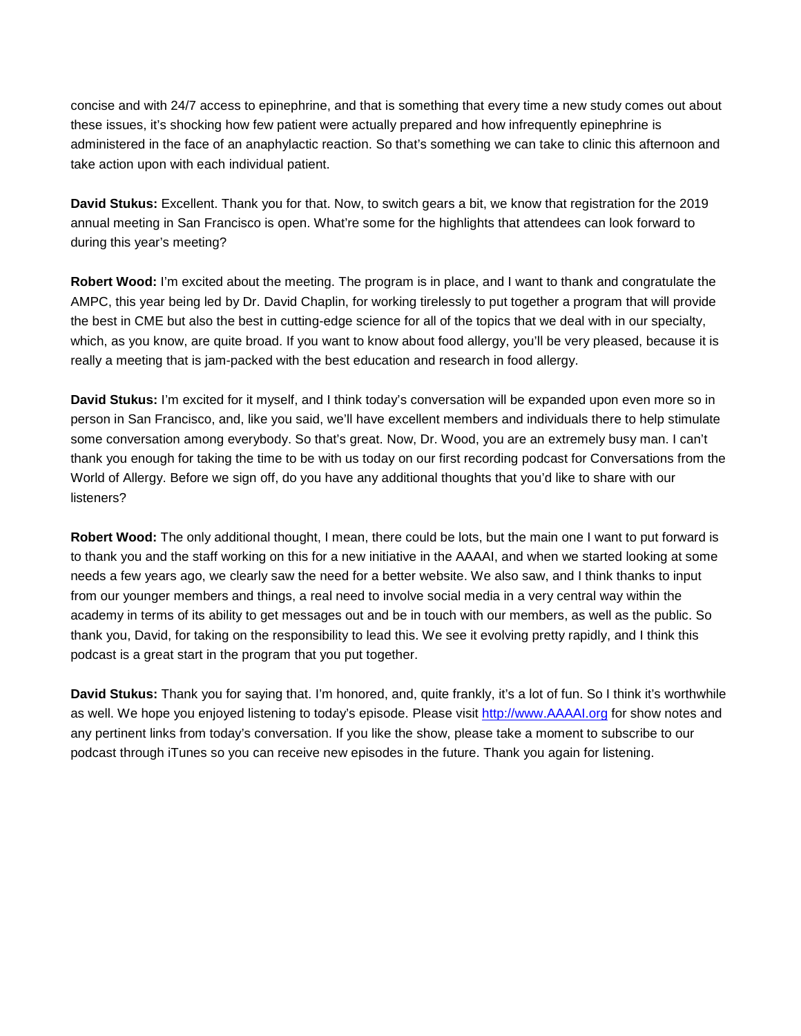concise and with 24/7 access to epinephrine, and that is something that every time a new study comes out about these issues, it's shocking how few patient were actually prepared and how infrequently epinephrine is administered in the face of an anaphylactic reaction. So that's something we can take to clinic this afternoon and take action upon with each individual patient.

**David Stukus:** Excellent. Thank you for that. Now, to switch gears a bit, we know that registration for the 2019 annual meeting in San Francisco is open. What're some for the highlights that attendees can look forward to during this year's meeting?

**Robert Wood:** I'm excited about the meeting. The program is in place, and I want to thank and congratulate the AMPC, this year being led by Dr. David Chaplin, for working tirelessly to put together a program that will provide the best in CME but also the best in cutting-edge science for all of the topics that we deal with in our specialty, which, as you know, are quite broad. If you want to know about food allergy, you'll be very pleased, because it is really a meeting that is jam-packed with the best education and research in food allergy.

**David Stukus:** I'm excited for it myself, and I think today's conversation will be expanded upon even more so in person in San Francisco, and, like you said, we'll have excellent members and individuals there to help stimulate some conversation among everybody. So that's great. Now, Dr. Wood, you are an extremely busy man. I can't thank you enough for taking the time to be with us today on our first recording podcast for Conversations from the World of Allergy. Before we sign off, do you have any additional thoughts that you'd like to share with our listeners?

**Robert Wood:** The only additional thought, I mean, there could be lots, but the main one I want to put forward is to thank you and the staff working on this for a new initiative in the AAAAI, and when we started looking at some needs a few years ago, we clearly saw the need for a better website. We also saw, and I think thanks to input from our younger members and things, a real need to involve social media in a very central way within the academy in terms of its ability to get messages out and be in touch with our members, as well as the public. So thank you, David, for taking on the responsibility to lead this. We see it evolving pretty rapidly, and I think this podcast is a great start in the program that you put together.

**David Stukus:** Thank you for saying that. I'm honored, and, quite frankly, it's a lot of fun. So I think it's worthwhile as well. We hope you enjoyed listening to today's episode. Please visit [http://www.AAAAI.org](http://www.AAAAI.org) for show notes and any pertinent links from today's conversation. If you like the show, please take a moment to subscribe to our podcast through iTunes so you can receive new episodes in the future. Thank you again for listening.